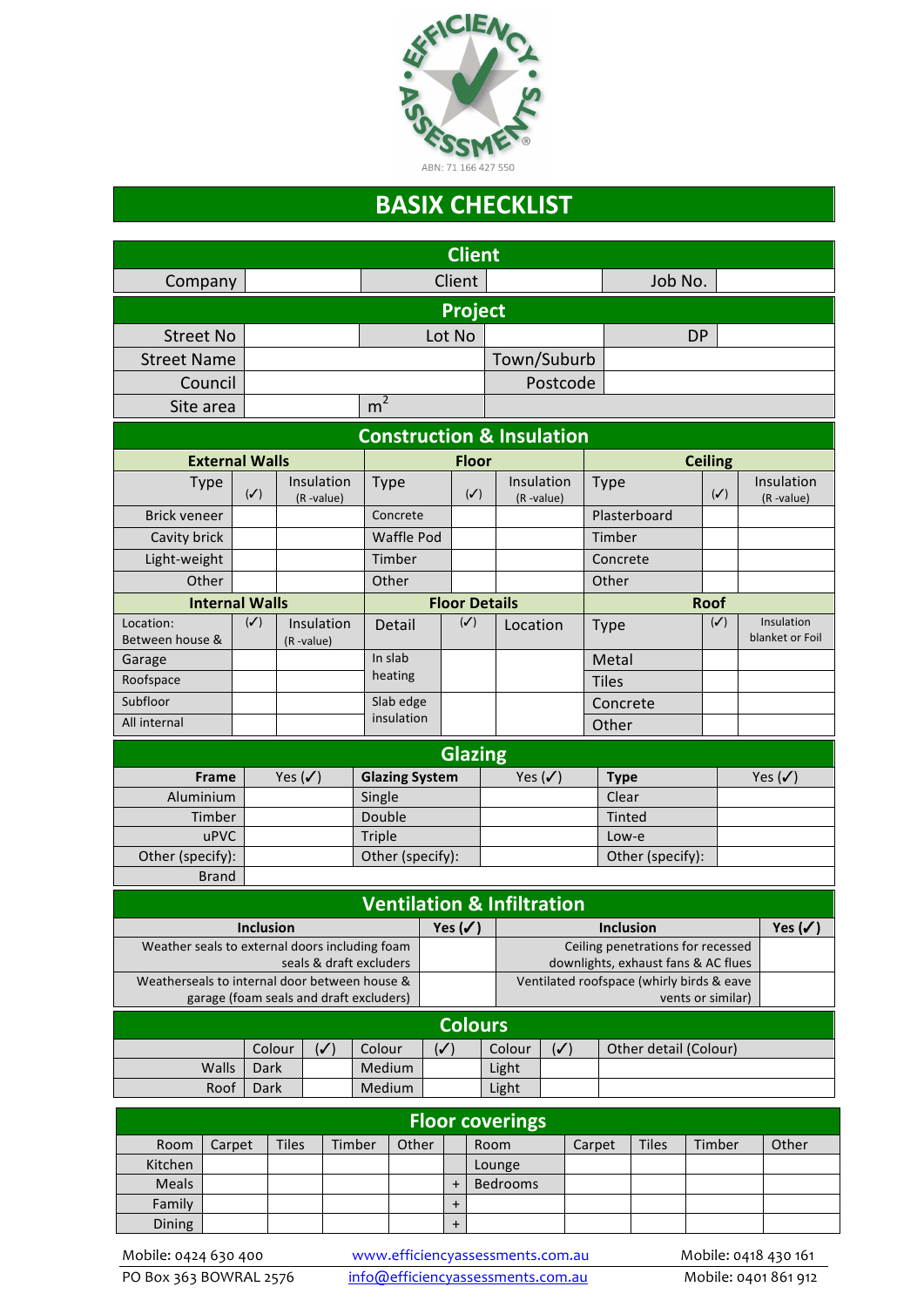EFFICIENCY ASSESSMENTS®

ABN: 71 166 427 550

# BASIX CHECKLIST

## Client

| Company | | Client | | Job No. | |
|---|---|---|---|---|---|

## Project

| Street No | | Lot No | | DP | |
|---|---|---|---|---|---|
| Street Name | | Town/Suburb | | | |
| Council | | Postcode | | | |
| Site area | $m^2$ | | | | |

## Construction & Insulation

| External Walls | | | Floor | | | Ceiling | | |
|---|---|---|---|---|---|---|---|---|
| Type | (✓) | Insulation (R -value) | Type | (✓) | Insulation (R -value) | Type | (✓) | Insulation (R -value) |
| Brick veneer | | | Concrete | | | Plasterboard | | |
| Cavity brick | | | Waffle Pod | | | Timber | | |
| Light-weight | | | Timber | | | Concrete | | |
| Other | | | Other | | | Other | | |
| **Internal Walls** | | | **Floor Details** | | | **Roof** | | |
| Location: Between house & | (✓) | Insulation (R -value) | Detail | (✓) | Location | Type | (✓) | Insulation blanket or Foil |
| Garage | | | In slab heating | | | Metal | | |
| Roofspace | | | | | | Tiles | | |
| Subfloor | | | Slab edge insulation | | | Concrete | | |
| All internal | | | | | | Other | | |

## Glazing

| Frame | Yes (✓) | Glazing System | Yes (✓) | Type | Yes (✓) |
|---|---|---|---|---|---|
| Aluminium | | Single | | Clear | |
| Timber | | Double | | Tinted | |
| uPVC | | Triple | | Low-e | |
| Other (specify): | | Other (specify): | | Other (specify): | |
| Brand | | | | | |

## Ventilation & Infiltration

| Inclusion | Yes (✓) | Inclusion | Yes (✓) |
|---|---|---|---|
| Weather seals to external doors including foam seals & draft excluders | | Ceiling penetrations for recessed downlights, exhaust fans & AC flues | |
| Weatherseals to internal door between house & garage (foam seals and draft excluders) | | Ventilated roofspace (whirly birds & eave vents or similar) | |

## Colours

| | Colour | (✓) | Colour | (✓) | Colour | (✓) | Other detail (Colour) |
|---|---|---|---|---|---|---|---|
| Walls | Dark | | Medium | | Light | | |
| Roof | Dark | | Medium | | Light | | |

## Floor coverings

| Room | Carpet | Tiles | Timber | Other | | Room | Carpet | Tiles | Timber | Other |
|---|---|---|---|---|---|---|---|---|---|---|
| Kitchen | | | | | | Lounge | | | | |
| Meals | | | | | + | Bedrooms | | | | |
| Family | | | | | + | | | | | |
| Dining | | | | | + | | | | | |

Mobile: 0424 630 400 | www.efficiencyassessments.com.au | Mobile: 0418 430 161

PO Box 363 BOWRAL 2576 | info@efficiencyassessments.com.au | Mobile: 0401 861 912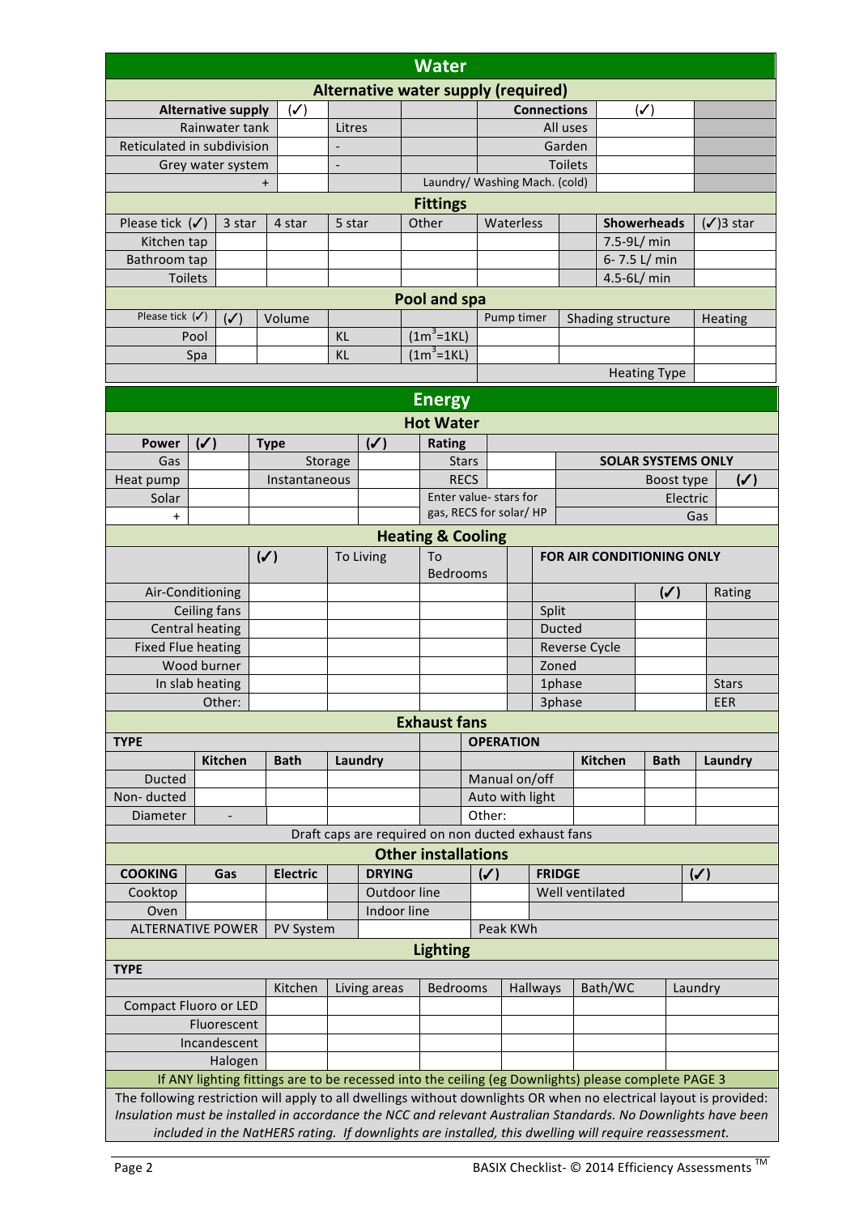# Water

## Alternative water supply (required)

| Alternative supply | (✓) | | | Connections | (✓) |
|---|---|---|---|---|---|
| Rainwater tank | | Litres | | All uses | |
| Reticulated in subdivision | | - | | Garden | |
| Grey water system | | - | | Toilets | |
| + | | | | Laundry/ Washing Mach. (cold) | |

## Fittings

| Please tick (✓) | 3 star | 4 star | 5 star | Other | Waterless | | Showerheads | (✓)3 star |
|---|---|---|---|---|---|---|---|---|
| Kitchen tap | | | | | | | 7.5-9L/ min | |
| Bathroom tap | | | | | | | 6- 7.5 L/ min | |
| Toilets | | | | | | | 4.5-6L/ min | |

## Pool and spa

| Please tick (✓) | (✓) | Volume | | | Pump timer | Shading structure | Heating |
|---|---|---|---|---|---|---|---|
| Pool | | | KL | ($1m^3$=1KL) | | | |
| Spa | | | KL | ($1m^3$=1KL) | | | |
| | | | | | | Heating Type | |

# Energy

## Hot Water

| Power | (✓) | Type | (✓) | Rating | | | |
|---|---|---|---|---|---|---|---|
| Gas | | Storage | | Stars | | SOLAR SYSTEMS ONLY | |
| Heat pump | | Instantaneous | | RECS | | Boost type | (✓) |
| Solar | | | | Enter value- stars for gas, RECS for solar/ HP | | Electric | |
| + | | | | | | Gas | |

## Heating & Cooling

| | (✓) | To Living | To Bedrooms | | FOR AIR CONDITIONING ONLY | | |
|---|---|---|---|---|---|---|---|
| Air-Conditioning | | | | | | (✓) | Rating |
| Ceiling fans | | | | | Split | | |
| Central heating | | | | | Ducted | | |
| Fixed Flue heating | | | | | Reverse Cycle | | |
| Wood burner | | | | | Zoned | | |
| In slab heating | | | | | 1phase | | Stars |
| Other: | | | | | 3phase | | EER |

## Exhaust fans

| TYPE | | | | | OPERATION | | | |
|---|---|---|---|---|---|---|---|---|
| | Kitchen | Bath | Laundry | | | Kitchen | Bath | Laundry |
| Ducted | | | | | Manual on/off | | | |
| Non- ducted | | | | | Auto with light | | | |
| Diameter | - | | | | Other: | | | |

Draft caps are required on non ducted exhaust fans

## Other installations

| COOKING | Gas | Electric | | DRYING | (✓) | FRIDGE | (✓) |
|---|---|---|---|---|---|---|---|
| Cooktop | | | | Outdoor line | | Well ventilated | |
| Oven | | | | Indoor line | | | |
| ALTERNATIVE POWER | | PV System | | | Peak KWh | | |

## Lighting

| TYPE | Kitchen | Living areas | Bedrooms | Hallways | Bath/WC | Laundry |
|---|---|---|---|---|---|---|
| Compact Fluoro or LED | | | | | | |
| Fluorescent | | | | | | |
| Incandescent | | | | | | |
| Halogen | | | | | | |

If ANY lighting fittings are to be recessed into the ceiling (eg Downlights) please complete PAGE 3

The following restriction will apply to all dwellings without downlights OR when no electrical layout is provided: *Insulation must be installed in accordance the NCC and relevant Australian Standards. No Downlights have been included in the NatHERS rating. If downlights are installed, this dwelling will require reassessment.*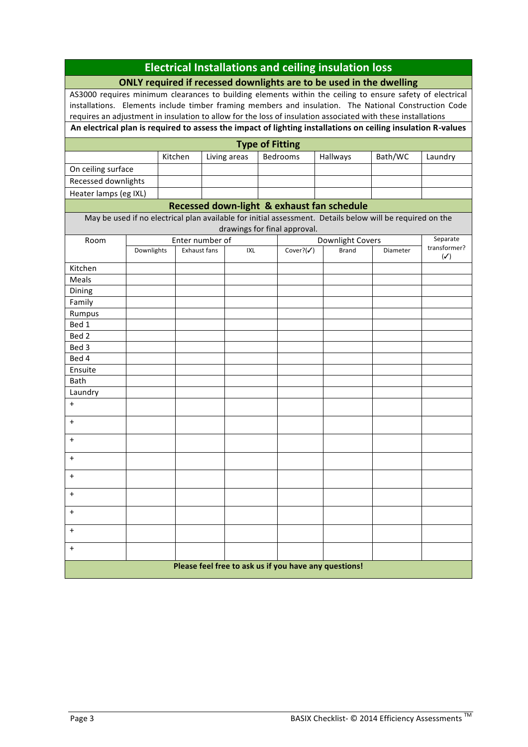## Electrical Installations and ceiling insulation loss

### ONLY required if recessed downlights are to be used in the dwelling

AS3000 requires minimum clearances to building elements within the ceiling to ensure safety of electrical installations. Elements include timber framing members and insulation. The National Construction Code requires an adjustment in insulation to allow for the loss of insulation associated with these installations

**An electrical plan is required to assess the impact of lighting installations on ceiling insulation R-values**

### Type of Fitting

| | Kitchen | Living areas | Bedrooms | Hallways | Bath/WC | Laundry |
|---|---|---|---|---|---|---|
| On ceiling surface | | | | | | |
| Recessed downlights | | | | | | |
| Heater lamps (eg IXL) | | | | | | |

### Recessed down-light & exhaust fan schedule

May be used if no electrical plan available for initial assessment. Details below will be required on the drawings for final approval.

| Room | Enter number of | | | Downlight Covers | | | Separate transformer? (✓) |
|---|---|---|---|---|---|---|---|
| | Downlights | Exhaust fans | IXL | Cover?(✓) | Brand | Diameter | |
| Kitchen | | | | | | | |
| Meals | | | | | | | |
| Dining | | | | | | | |
| Family | | | | | | | |
| Rumpus | | | | | | | |
| Bed 1 | | | | | | | |
| Bed 2 | | | | | | | |
| Bed 3 | | | | | | | |
| Bed 4 | | | | | | | |
| Ensuite | | | | | | | |
| Bath | | | | | | | |
| Laundry | | | | | | | |
| + | | | | | | | |
| + | | | | | | | |
| + | | | | | | | |
| + | | | | | | | |
| + | | | | | | | |
| + | | | | | | | |
| + | | | | | | | |
| + | | | | | | | |
| + | | | | | | | |

**Please feel free to ask us if you have any questions!**